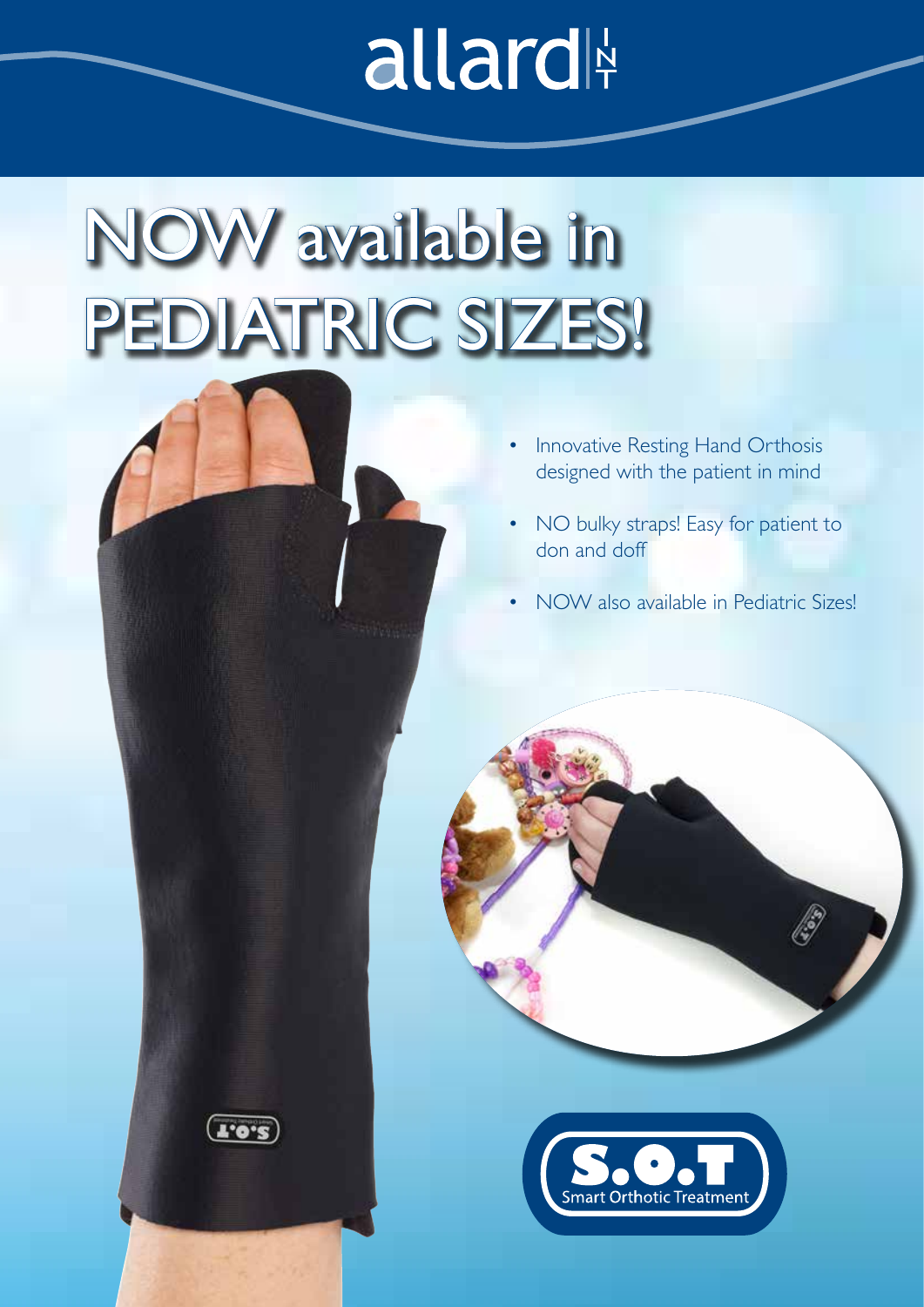allard INT

# NOW available in PEDIATRIC SIZES!

- Innovative Resting Hand Orthosis designed with the patient in mind
- NO bulky straps! Easy for patient to don and doff
- NOW also available in Pediatric Sizes!

S.O.T Smart Orthotic Treatment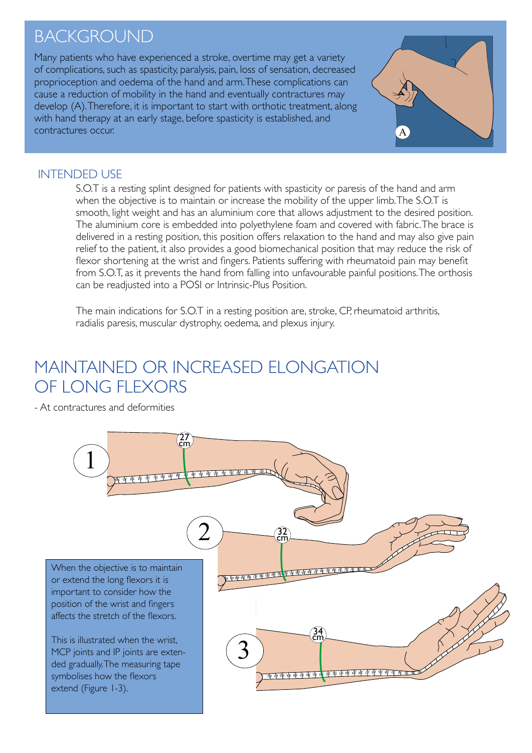## BACKGROUND

Many patients who have experienced a stroke, overtime may get a variety of complications, such as spasticity, paralysis, pain, loss of sensation, decreased proprioception and oedema of the hand and arm. These complications can cause a reduction of mobility in the hand and eventually contractures may develop (A). Therefore, it is important to start with orthotic treatment, along with hand therapy at an early stage, before spasticity is established, and contractures occur.

A

### INTENDED USE

S.O.T is a resting splint designed for patients with spasticity or paresis of the hand and arm when the objective is to maintain or increase the mobility of the upper limb. The S.O.T is smooth, light weight and has an aluminium core that allows adjustment to the desired position. The aluminium core is embedded into polyethylene foam and covered with fabric. The brace is delivered in a resting position, this position offers relaxation to the hand and may also give pain relief to the patient, it also provides a good biomechanical position that may reduce the risk of flexor shortening at the wrist and fingers. Patients suffering with rheumatoid pain may benefit from S.O.T, as it prevents the hand from falling into unfavourable painful positions. The orthosis can be readjusted into a POSI or Intrinsic-Plus Position.

The main indications for S.O.T in a resting position are, stroke, CP, rheumatoid arthritis, radialis paresis, muscular dystrophy, oedema, and plexus injury.

## MAINTAINED OR INCREASED ELONGATION OF LONG FLEXORS

- At contractures and deformities

1 — 27 cm

2 — 32 cm

3 — 34 cm

When the objective is to maintain or extend the long flexors it is important to consider how the position of the wrist and fingers affects the stretch of the flexors.

This is illustrated when the wrist, MCP joints and IP joints are extended gradually. The measuring tape symbolises how the flexors extend (Figure 1-3).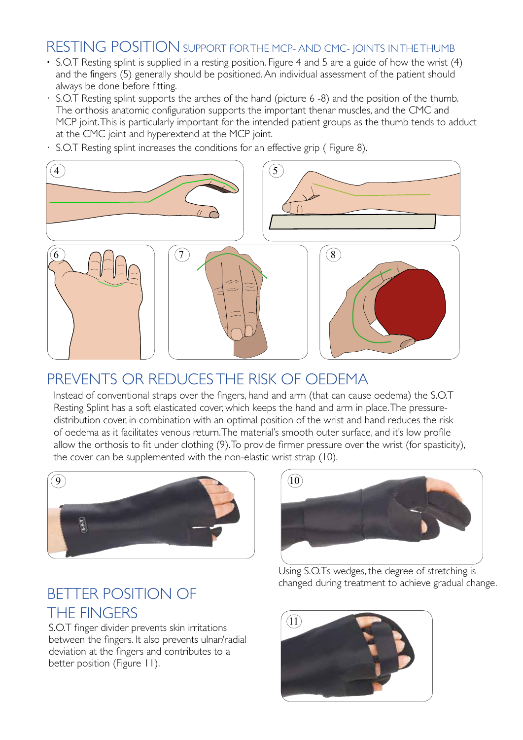# RESTING POSITION SUPPORT FOR THE MCP- AND CMC- JOINTS IN THE THUMB

- S.O.T Resting splint is supplied in a resting position. Figure 4 and 5 are a guide of how the wrist (4) and the fingers (5) generally should be positioned. An individual assessment of the patient should always be done before fitting.
- S.O.T Resting splint supports the arches of the hand (picture 6 -8) and the position of the thumb. The orthosis anatomic configuration supports the important thenar muscles, and the CMC and MCP joint. This is particularly important for the intended patient groups as the thumb tends to adduct at the CMC joint and hyperextend at the MCP joint.
- S.O.T Resting splint increases the conditions for an effective grip ( Figure 8).

4

5

6

7

8

# PREVENTS OR REDUCES THE RISK OF OEDEMA

Instead of conventional straps over the fingers, hand and arm (that can cause oedema) the S.O.T Resting Splint has a soft elasticated cover, which keeps the hand and arm in place. The pressure-distribution cover, in combination with an optimal position of the wrist and hand reduces the risk of oedema as it facilitates venous return. The material's smooth outer surface, and it's low profile allow the orthosis to fit under clothing (9). To provide firmer pressure over the wrist (for spasticity), the cover can be supplemented with the non-elastic wrist strap (10).

9

10

Using S.O.Ts wedges, the degree of stretching is changed during treatment to achieve gradual change.

# BETTER POSITION OF THE FINGERS

S.O.T finger divider prevents skin irritations between the fingers. It also prevents ulnar/radial deviation at the fingers and contributes to a better position (Figure 11).

11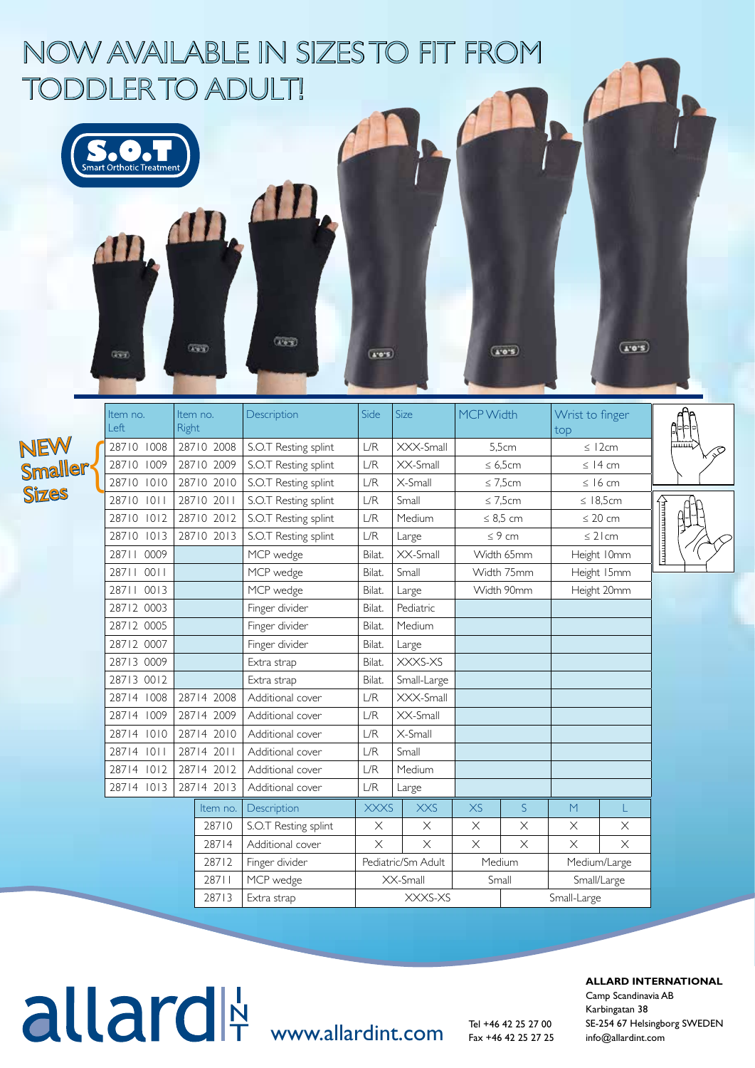# NOW AVAILABLE IN SIZES TO FIT FROM TODDLER TO ADULT!

S.O.T Smart Orthotic Treatment

NEW Smaller Sizes

| Item no. Left | Item no. Right | Description | Side | Size | MCP Width | Wrist to finger top |
|---|---|---|---|---|---|---|
| 28710 1008 | 28710 2008 | S.O.T Resting splint | L/R | XXX-Small | 5,5cm | ≤ 12cm |
| 28710 1009 | 28710 2009 | S.O.T Resting splint | L/R | XX-Small | ≤ 6,5cm | ≤ 14 cm |
| 28710 1010 | 28710 2010 | S.O.T Resting splint | L/R | X-Small | ≤ 7,5cm | ≤ 16 cm |
| 28710 1011 | 28710 2011 | S.O.T Resting splint | L/R | Small | ≤ 7,5cm | ≤ 18,5cm |
| 28710 1012 | 28710 2012 | S.O.T Resting splint | L/R | Medium | ≤ 8,5 cm | ≤ 20 cm |
| 28710 1013 | 28710 2013 | S.O.T Resting splint | L/R | Large | ≤ 9 cm | ≤ 21cm |
| 28711 0009 | | MCP wedge | Bilat. | XX-Small | Width 65mm | Height 10mm |
| 28711 0011 | | MCP wedge | Bilat. | Small | Width 75mm | Height 15mm |
| 28711 0013 | | MCP wedge | Bilat. | Large | Width 90mm | Height 20mm |
| 28712 0003 | | Finger divider | Bilat. | Pediatric | | |
| 28712 0005 | | Finger divider | Bilat. | Medium | | |
| 28712 0007 | | Finger divider | Bilat. | Large | | |
| 28713 0009 | | Extra strap | Bilat. | XXXS-XS | | |
| 28713 0012 | | Extra strap | Bilat. | Small-Large | | |
| 28714 1008 | 28714 2008 | Additional cover | L/R | XXX-Small | | |
| 28714 1009 | 28714 2009 | Additional cover | L/R | XX-Small | | |
| 28714 1010 | 28714 2010 | Additional cover | L/R | X-Small | | |
| 28714 1011 | 28714 2011 | Additional cover | L/R | Small | | |
| 28714 1012 | 28714 2012 | Additional cover | L/R | Medium | | |
| 28714 1013 | 28714 2013 | Additional cover | L/R | Large | | |

| Item no. | Description | XXXS | XXS | XS | S | M | L |
|---|---|---|---|---|---|---|---|
| 28710 | S.O.T Resting splint | X | X | X | X | X | X |
| 28714 | Additional cover | X | X | X | X | X | X |
| 28712 | Finger divider | Pediatric/Sm Adult | | Medium | | Medium/Large | |
| 28711 | MCP wedge | XX-Small | | Small | | Small/Large | |
| 28713 | Extra strap | XXXS-XS | | | Small-Large | | |

allard INT

www.allardint.com

Tel +46 42 25 27 00
Fax +46 42 25 27 25

**ALLARD INTERNATIONAL**
Camp Scandinavia AB
Karbingatan 38
SE-254 67 Helsingborg SWEDEN
info@allardint.com